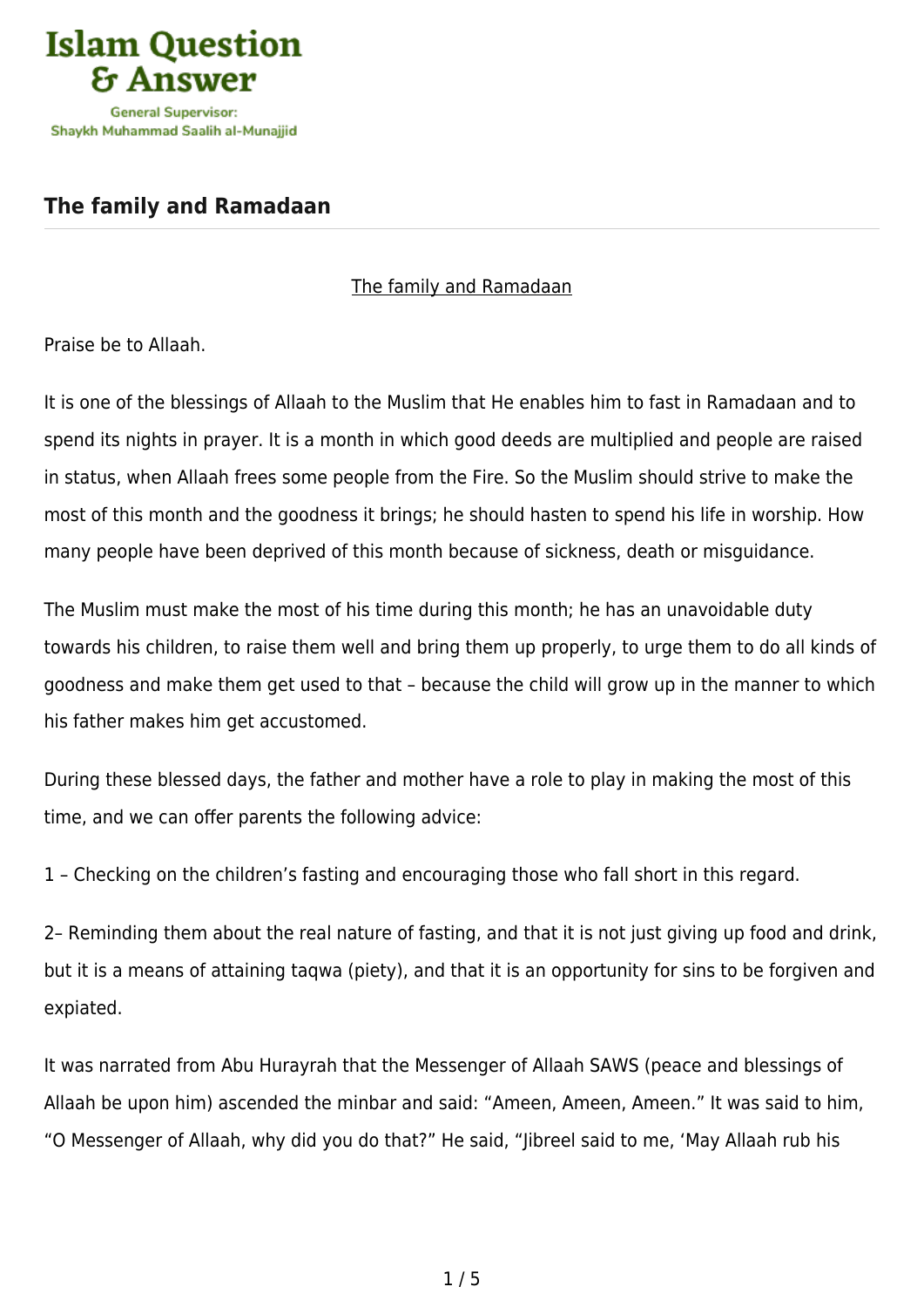## The family and Ramadaan

The family and Ramadaan

Praise be to Allaah.

It is one of the blessings of Allaah to the Muslim that He enables him to fast in Ramadaan and to spend its nights in prayer. It is a month in which good deeds are multiplied and people are raised in status, when Allaah frees some people from the Fire. So the Muslim should strive to make the most of this month and the goodness it brings; he should hasten to spend his life in worship. How many people have been deprived of this month because of sickness, death or misguidance.

The Muslim must make the most of his time during this month; he has an unavoidable duty towards his children, to raise them well and bring them up properly, to urge them to do all kinds of goodness and make them get used to that – because the child will grow up in the manner to which his father makes him get accustomed.

During these blessed days, the father and mother have a role to play in making the most of this time, and we can offer parents the following advice:

1 – Checking on the children's fasting and encouraging those who fall short in this regard.

2– Reminding them about the real nature of fasting, and that it is not just giving up food and drink, but it is a means of attaining taqwa (piety), and that it is an opportunity for sins to be forgiven and expiated.

It was narrated from Abu Hurayrah that the Messenger of Allaah SAWS (peace and blessings of Allaah be upon him) ascended the minbar and said: "Ameen, Ameen, Ameen." It was said to him, "O Messenger of Allaah, why did you do that?" He said, "Jibreel said to me, 'May Allaah rub his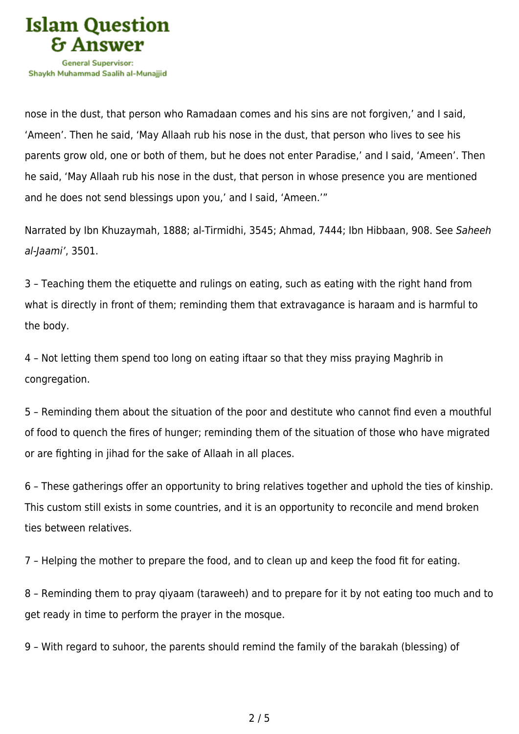nose in the dust, that person who Ramadaan comes and his sins are not forgiven,' and I said, 'Ameen'. Then he said, 'May Allaah rub his nose in the dust, that person who lives to see his parents grow old, one or both of them, but he does not enter Paradise,' and I said, 'Ameen'. Then he said, 'May Allaah rub his nose in the dust, that person in whose presence you are mentioned and he does not send blessings upon you,' and I said, 'Ameen.'"

Narrated by Ibn Khuzaymah, 1888; al-Tirmidhi, 3545; Ahmad, 7444; Ibn Hibbaan, 908. See *Saheeh al-Jaami'*, 3501.

3 – Teaching them the etiquette and rulings on eating, such as eating with the right hand from what is directly in front of them; reminding them that extravagance is haraam and is harmful to the body.

4 – Not letting them spend too long on eating iftaar so that they miss praying Maghrib in congregation.

5 – Reminding them about the situation of the poor and destitute who cannot find even a mouthful of food to quench the fires of hunger; reminding them of the situation of those who have migrated or are fighting in jihad for the sake of Allaah in all places.

6 – These gatherings offer an opportunity to bring relatives together and uphold the ties of kinship. This custom still exists in some countries, and it is an opportunity to reconcile and mend broken ties between relatives.

7 – Helping the mother to prepare the food, and to clean up and keep the food fit for eating.

8 – Reminding them to pray qiyaam (taraweeh) and to prepare for it by not eating too much and to get ready in time to perform the prayer in the mosque.

9 – With regard to suhoor, the parents should remind the family of the barakah (blessing) of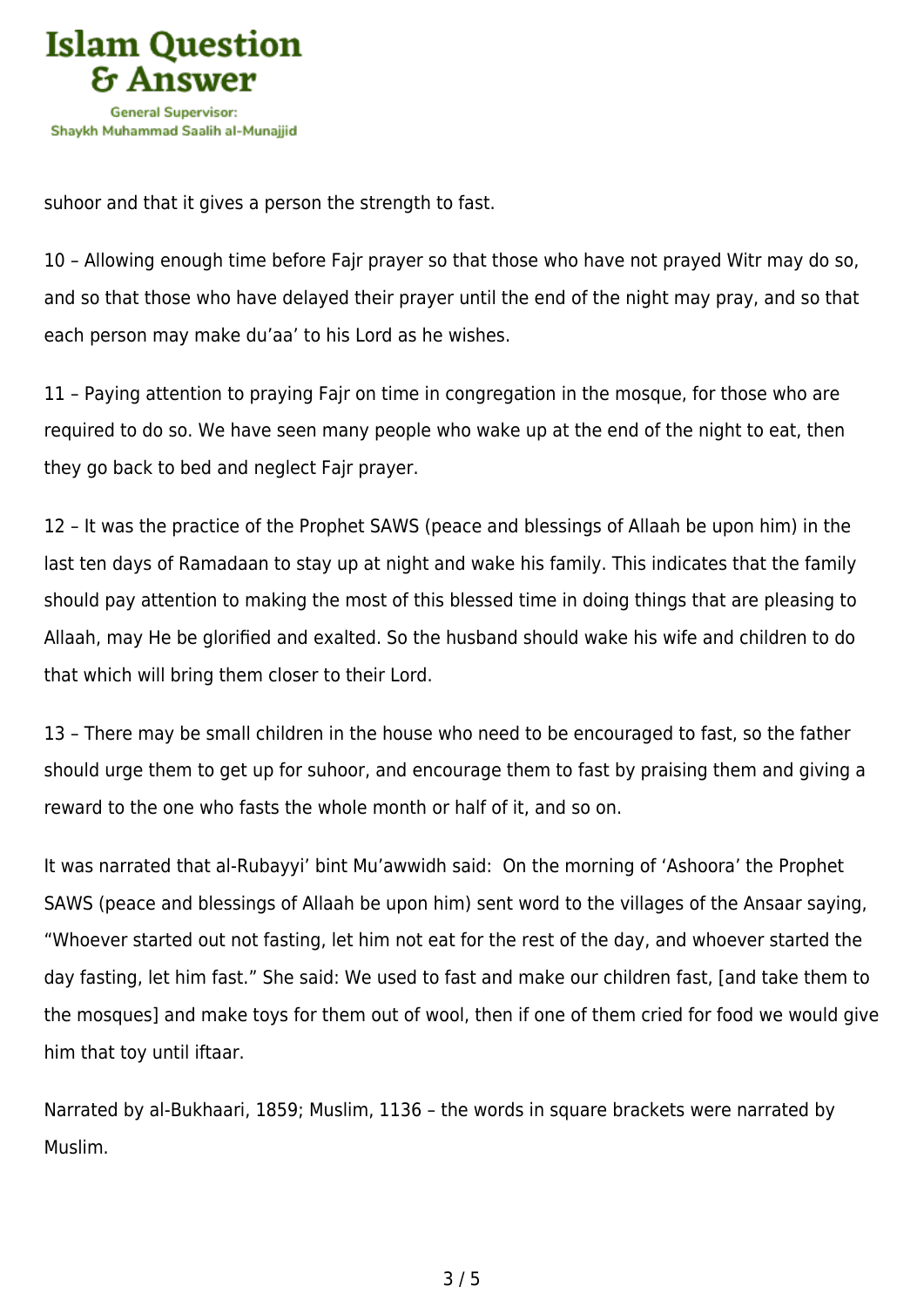suhoor and that it gives a person the strength to fast.

10 – Allowing enough time before Fajr prayer so that those who have not prayed Witr may do so, and so that those who have delayed their prayer until the end of the night may pray, and so that each person may make du'aa' to his Lord as he wishes.

11 – Paying attention to praying Fajr on time in congregation in the mosque, for those who are required to do so. We have seen many people who wake up at the end of the night to eat, then they go back to bed and neglect Fajr prayer.

12 – It was the practice of the Prophet SAWS (peace and blessings of Allaah be upon him) in the last ten days of Ramadaan to stay up at night and wake his family. This indicates that the family should pay attention to making the most of this blessed time in doing things that are pleasing to Allaah, may He be glorified and exalted. So the husband should wake his wife and children to do that which will bring them closer to their Lord.

13 – There may be small children in the house who need to be encouraged to fast, so the father should urge them to get up for suhoor, and encourage them to fast by praising them and giving a reward to the one who fasts the whole month or half of it, and so on.

It was narrated that al-Rubayyi' bint Mu'awwidh said: On the morning of 'Ashoora' the Prophet SAWS (peace and blessings of Allaah be upon him) sent word to the villages of the Ansaar saying, "Whoever started out not fasting, let him not eat for the rest of the day, and whoever started the day fasting, let him fast." She said: We used to fast and make our children fast, [and take them to the mosques] and make toys for them out of wool, then if one of them cried for food we would give him that toy until iftaar.

Narrated by al-Bukhaari, 1859; Muslim, 1136 – the words in square brackets were narrated by Muslim.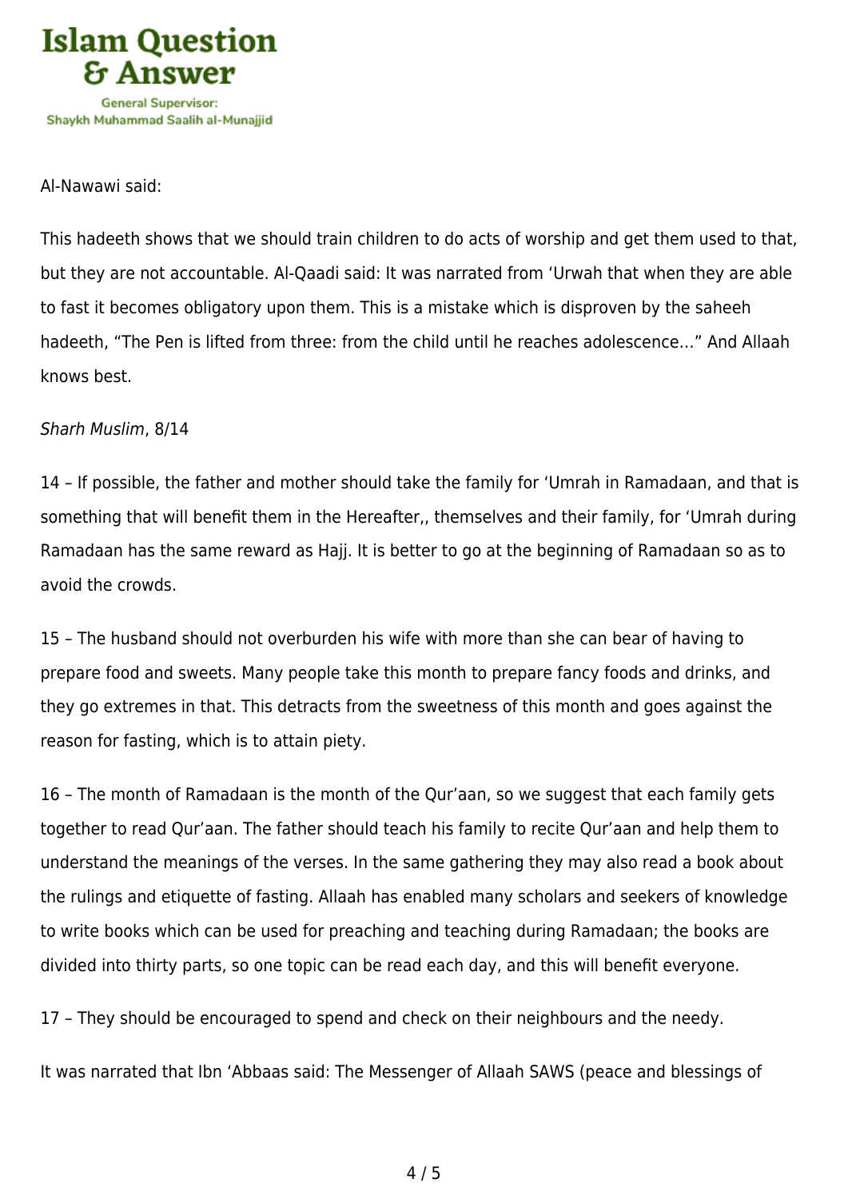Al-Nawawi said:

This hadeeth shows that we should train children to do acts of worship and get them used to that, but they are not accountable. Al-Qaadi said: It was narrated from ‘Urwah that when they are able to fast it becomes obligatory upon them. This is a mistake which is disproven by the saheeh hadeeth, “The Pen is lifted from three: from the child until he reaches adolescence…” And Allaah knows best.

*Sharh Muslim*, 8/14

14 – If possible, the father and mother should take the family for ‘Umrah in Ramadaan, and that is something that will benefit them in the Hereafter,, themselves and their family, for ‘Umrah during Ramadaan has the same reward as Hajj. It is better to go at the beginning of Ramadaan so as to avoid the crowds.

15 – The husband should not overburden his wife with more than she can bear of having to prepare food and sweets. Many people take this month to prepare fancy foods and drinks, and they go extremes in that. This detracts from the sweetness of this month and goes against the reason for fasting, which is to attain piety.

16 – The month of Ramadaan is the month of the Qur’aan, so we suggest that each family gets together to read Qur’aan. The father should teach his family to recite Qur’aan and help them to understand the meanings of the verses. In the same gathering they may also read a book about the rulings and etiquette of fasting. Allaah has enabled many scholars and seekers of knowledge to write books which can be used for preaching and teaching during Ramadaan; the books are divided into thirty parts, so one topic can be read each day, and this will benefit everyone.

17 – They should be encouraged to spend and check on their neighbours and the needy.

It was narrated that Ibn ‘Abbaas said: The Messenger of Allaah SAWS (peace and blessings of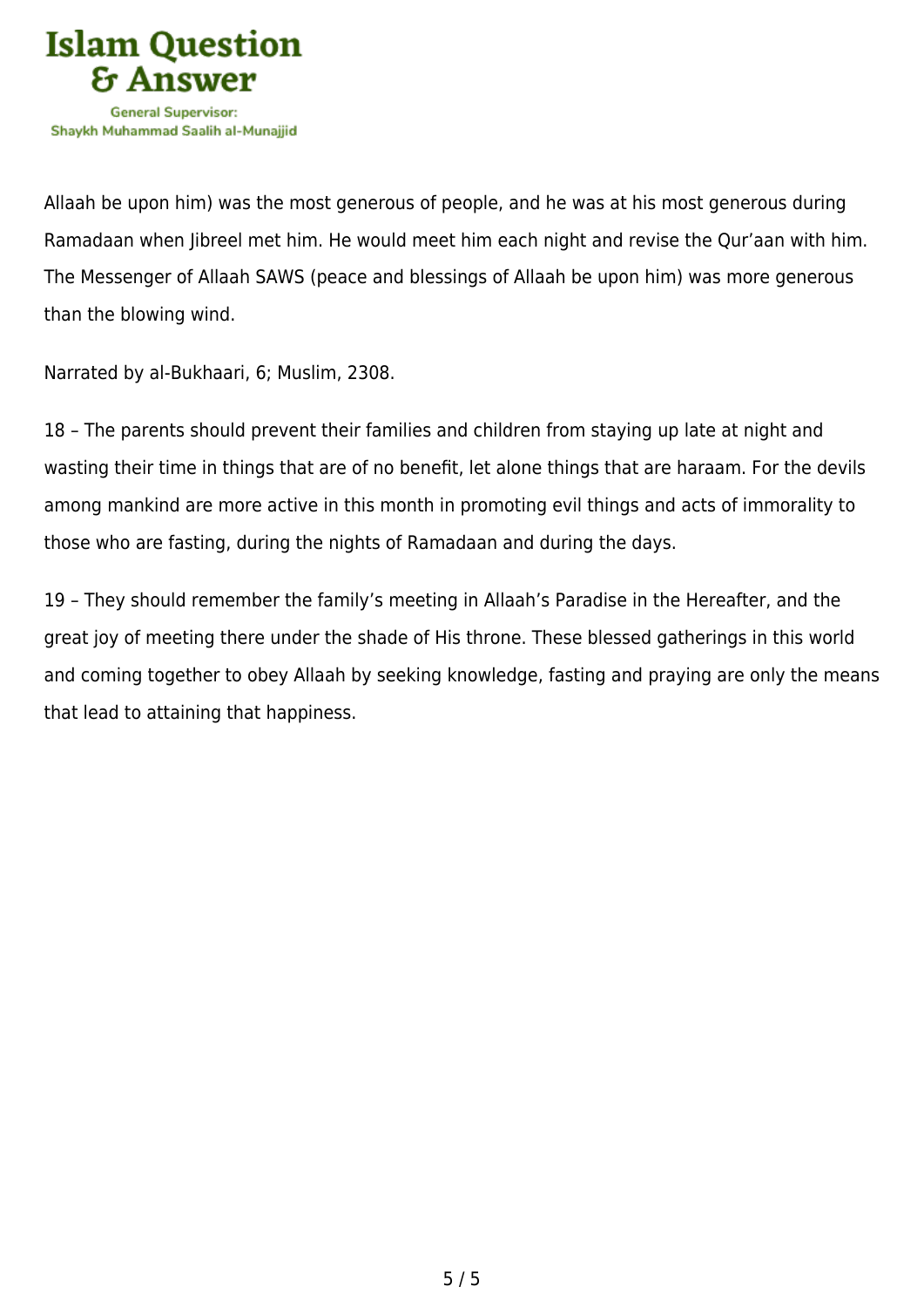Allaah be upon him) was the most generous of people, and he was at his most generous during Ramadaan when Jibreel met him. He would meet him each night and revise the Qur'aan with him. The Messenger of Allaah SAWS (peace and blessings of Allaah be upon him) was more generous than the blowing wind.

Narrated by al-Bukhaari, 6; Muslim, 2308.

18 – The parents should prevent their families and children from staying up late at night and wasting their time in things that are of no benefit, let alone things that are haraam. For the devils among mankind are more active in this month in promoting evil things and acts of immorality to those who are fasting, during the nights of Ramadaan and during the days.

19 – They should remember the family's meeting in Allaah's Paradise in the Hereafter, and the great joy of meeting there under the shade of His throne. These blessed gatherings in this world and coming together to obey Allaah by seeking knowledge, fasting and praying are only the means that lead to attaining that happiness.